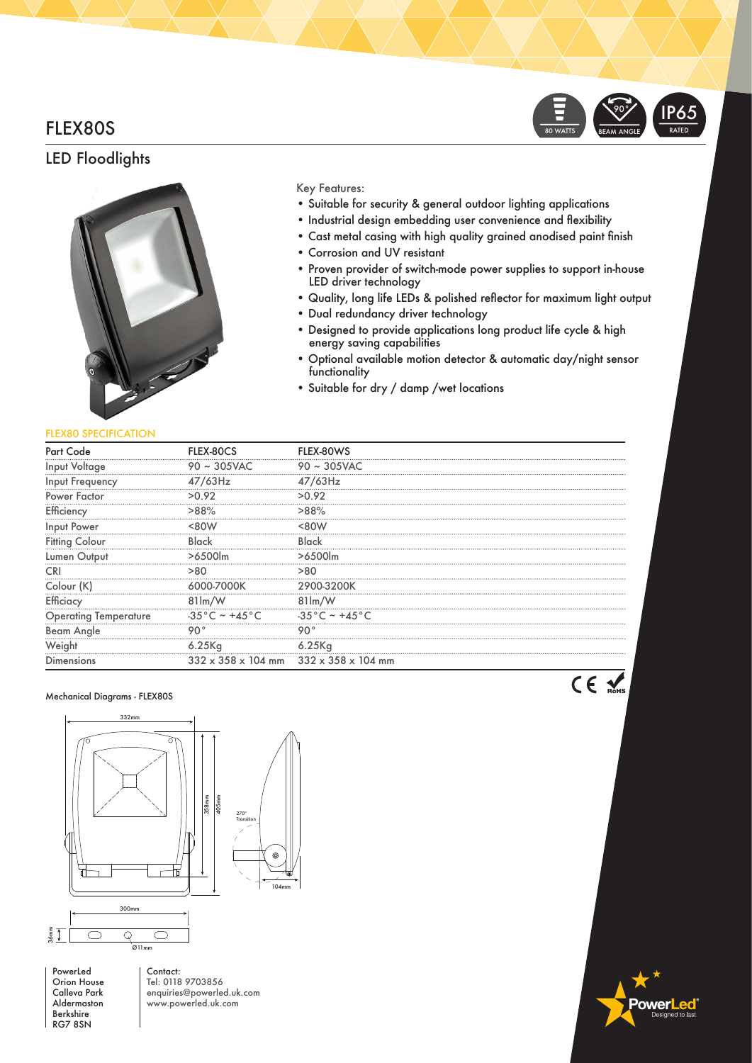# FLEX80S

## LED Floodlights

80 WATTS | 90° BEAM ANGLE | IP65 RATED

Key Features:

- Suitable for security & general outdoor lighting applications
- Industrial design embedding user convenience and flexibility
- Cast metal casing with high quality grained anodised paint finish
- Corrosion and UV resistant
- Proven provider of switch-mode power supplies to support in-house LED driver technology
- Quality, long life LEDs & polished reflector for maximum light output
- Dual redundancy driver technology
- Designed to provide applications long product life cycle & high energy saving capabilities
- Optional available motion detector & automatic day/night sensor functionality
- Suitable for dry / damp /wet locations

### FLEX80 SPECIFICATION

| Part Code | FLEX-80CS | FLEX-80WS |
|---|---|---|
| Input Voltage | 90 ~ 305VAC | 90 ~ 305VAC |
| Input Frequency | 47/63Hz | 47/63Hz |
| Power Factor | >0.92 | >0.92 |
| Efficiency | >88% | >88% |
| Input Power | <80W | <80W |
| Fitting Colour | Black | Black |
| Lumen Output | >6500lm | >6500lm |
| CRI | >80 | >80 |
| Colour (K) | 6000-7000K | 2900-3200K |
| Efficiacy | 81lm/W | 81lm/W |
| Operating Temperature | -35°C ~ +45°C | -35°C ~ +45°C |
| Beam Angle | 90° | 90° |
| Weight | 6.25Kg | 6.25Kg |
| Dimensions | 332 x 358 x 104 mm | 332 x 358 x 104 mm |

CE RoHS

Mechanical Diagrams - FLEX80S

332mm, 358mm, 405mm, 270° Transition, 104mm, 300mm, 36mm, Ø11mm

PowerLed
Orion House
Calleva Park
Aldermaston
Berkshire
RG7 8SN

Contact:
Tel: 0118 9703856
enquiries@powerled.uk.com
www.powerled.uk.com

PowerLed® Designed to last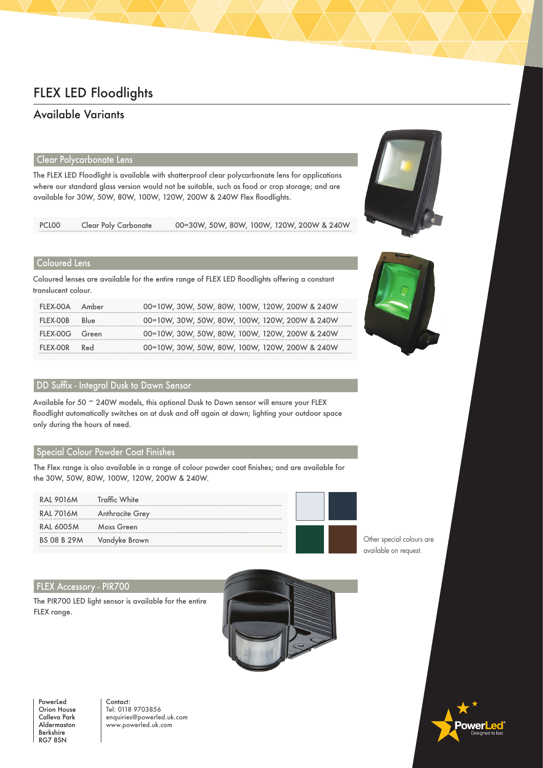# FLEX LED Floodlights

## Available Variants

### Clear Polycarbonate Lens

The FLEX LED Floodlight is available with shatterproof clear polycarbonate lens for applications where our standard glass version would not be suitable, such as food or crop storage; and are available for 30W, 50W, 80W, 100W, 120W, 200W & 240W Flex floodlights.

| | | |
|---|---|---|
| PCL00 | Clear Poly Carbonate | 00=30W, 50W, 80W, 100W, 120W, 200W & 240W |

### Coloured Lens

Coloured lenses are available for the entire range of FLEX LED floodlights offering a constant translucent colour.

| | | |
|---|---|---|
| FLEX-00A | Amber | 00=10W, 30W, 50W, 80W, 100W, 120W, 200W & 240W |
| FLEX-00B | Blue | 00=10W, 30W, 50W, 80W, 100W, 120W, 200W & 240W |
| FLEX-00G | Green | 00=10W, 30W, 50W, 80W, 100W, 120W, 200W & 240W |
| FLEX-00R | Red | 00=10W, 30W, 50W, 80W, 100W, 120W, 200W & 240W |

### DD Suffix - Integral Dusk to Dawn Sensor

Available for 50 ~ 240W models, this optional Dusk to Dawn sensor will ensure your FLEX floodlight automatically switches on at dusk and off again at dawn; lighting your outdoor space only during the hours of need.

### Special Colour Powder Coat Finishes

The Flex range is also available in a range of colour powder coat finishes; and are available for the 30W, 50W, 80W, 100W, 120W, 200W & 240W.

| | |
|---|---|
| RAL 9016M | Traffic White |
| RAL 7016M | Anthracite Grey |
| RAL 6005M | Moss Green |
| BS 08 B 29M | Vandyke Brown |

Other special colours are available on request.

### FLEX Accessory - PIR700

The PIR700 LED light sensor is available for the entire FLEX range.

PowerLed
Orion House
Calleva Park
Aldermaston
Berkshire
RG7 8SN

Contact:
Tel: 0118 9703856
enquiries@powerled.uk.com
www.powerled.uk.com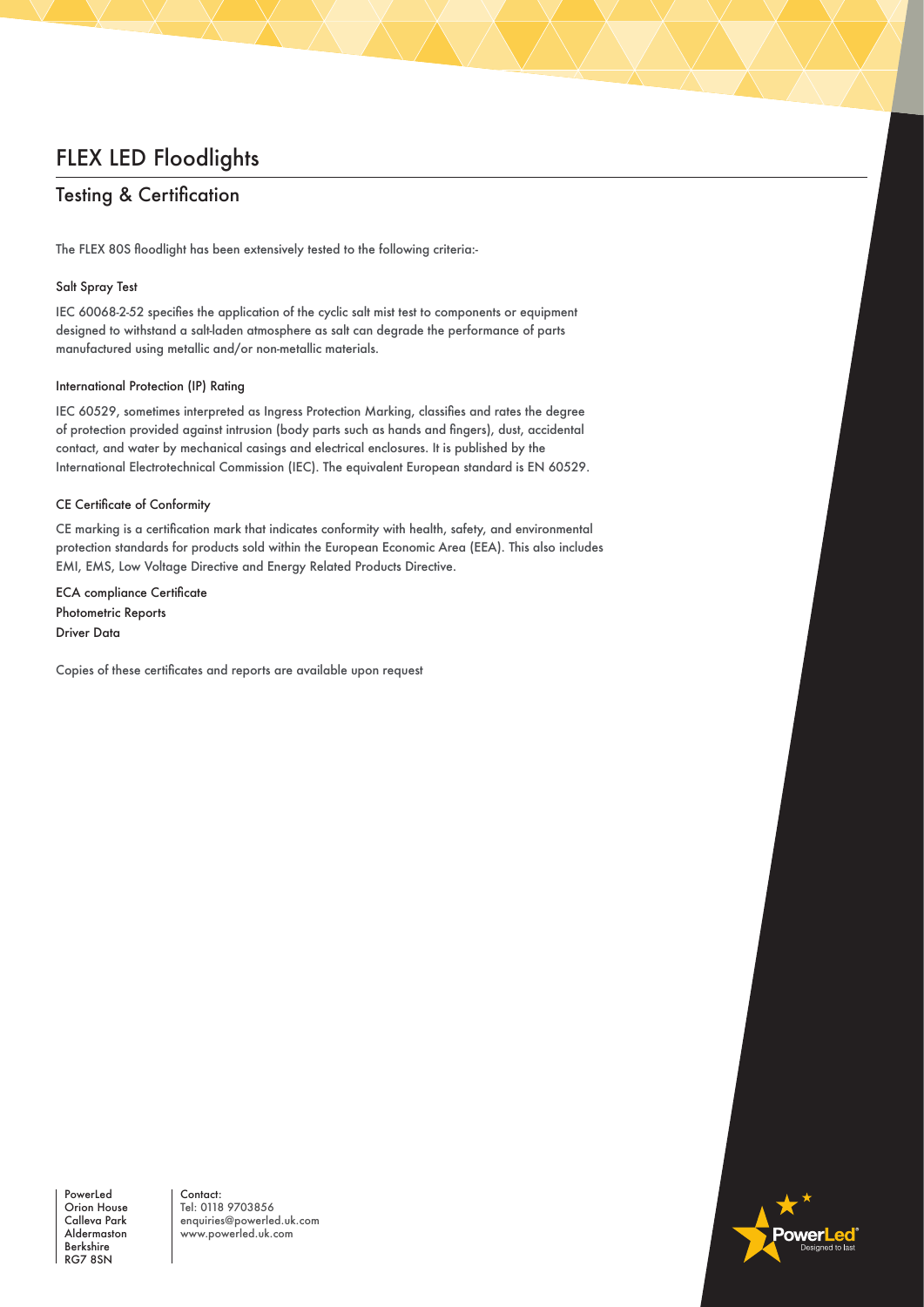# FLEX LED Floodlights

## Testing & Certification

The FLEX 80S floodlight has been extensively tested to the following criteria:-

### Salt Spray Test

IEC 60068-2-52 specifies the application of the cyclic salt mist test to components or equipment designed to withstand a salt-laden atmosphere as salt can degrade the performance of parts manufactured using metallic and/or non-metallic materials.

### International Protection (IP) Rating

IEC 60529, sometimes interpreted as Ingress Protection Marking, classifies and rates the degree of protection provided against intrusion (body parts such as hands and fingers), dust, accidental contact, and water by mechanical casings and electrical enclosures. It is published by the International Electrotechnical Commission (IEC). The equivalent European standard is EN 60529.

### CE Certificate of Conformity

CE marking is a certification mark that indicates conformity with health, safety, and environmental protection standards for products sold within the European Economic Area (EEA). This also includes EMI, EMS, Low Voltage Directive and Energy Related Products Directive.

ECA compliance Certificate
Photometric Reports
Driver Data

Copies of these certificates and reports are available upon request

PowerLed
Orion House
Calleva Park
Aldermaston
Berkshire
RG7 8SN

Contact:
Tel: 0118 9703856
enquiries@powerled.uk.com
www.powerled.uk.com

PowerLed®
Designed to last